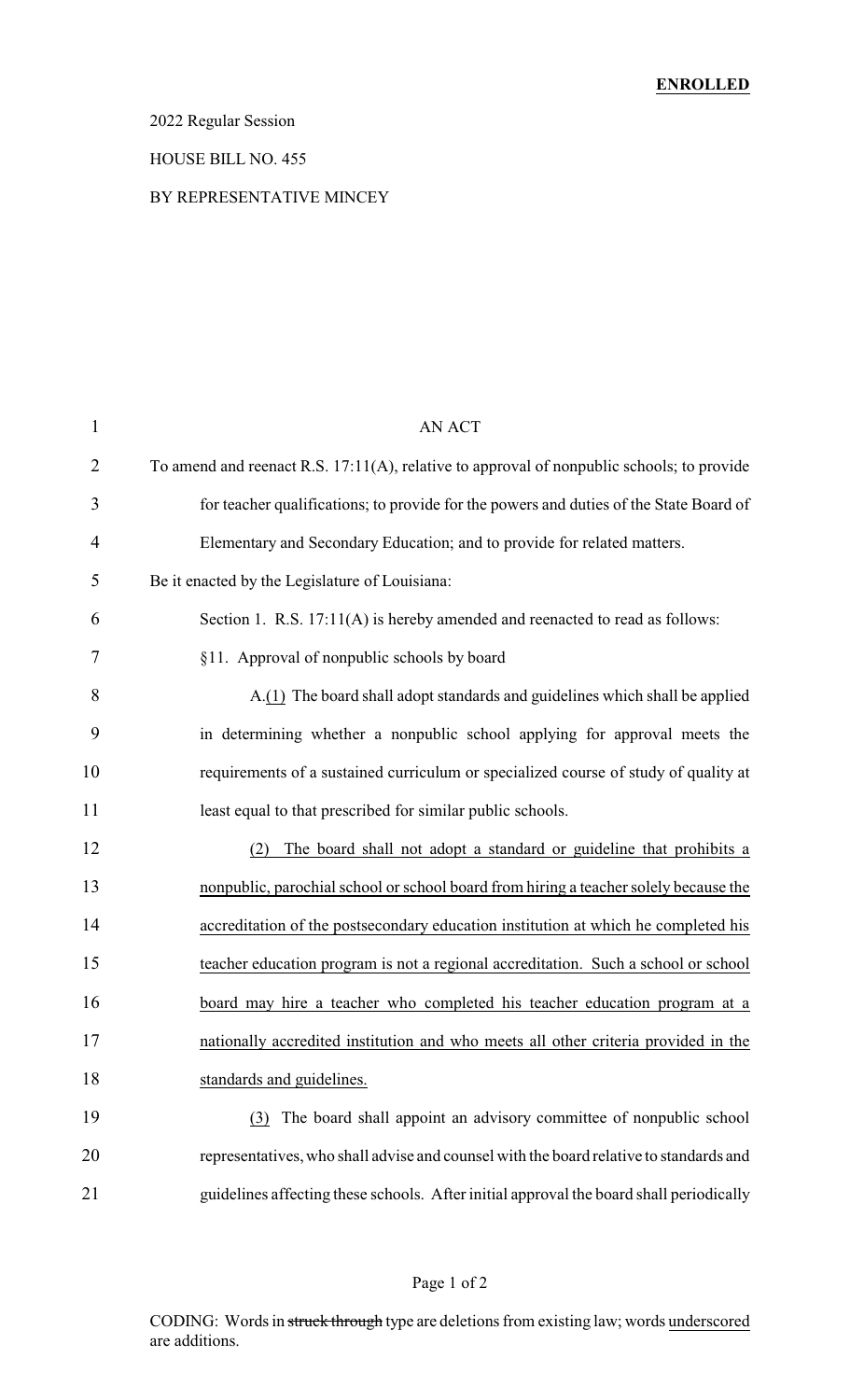**ENROLLED**

2022 Regular Session

HOUSE BILL NO. 455

BY REPRESENTATIVE MINCEY

AN ACT

To amend and reenact R.S. 17:11(A), relative to approval of nonpublic schools; to provide for teacher qualifications; to provide for the powers and duties of the State Board of Elementary and Secondary Education; and to provide for related matters.

Be it enacted by the Legislature of Louisiana:

Section 1. R.S. 17:11(A) is hereby amended and reenacted to read as follows:

§11. Approval of nonpublic schools by board

A.(1) The board shall adopt standards and guidelines which shall be applied in determining whether a nonpublic school applying for approval meets the requirements of a sustained curriculum or specialized course of study of quality at least equal to that prescribed for similar public schools.

(2) The board shall not adopt a standard or guideline that prohibits a nonpublic, parochial school or school board from hiring a teacher solely because the accreditation of the postsecondary education institution at which he completed his teacher education program is not a regional accreditation. Such a school or school board may hire a teacher who completed his teacher education program at a nationally accredited institution and who meets all other criteria provided in the standards and guidelines.

(3) The board shall appoint an advisory committee of nonpublic school representatives, who shall advise and counsel with the board relative to standards and guidelines affecting these schools. After initial approval the board shall periodically

CODING: Words in ~~struck through~~ type are deletions from existing law; words underscored are additions.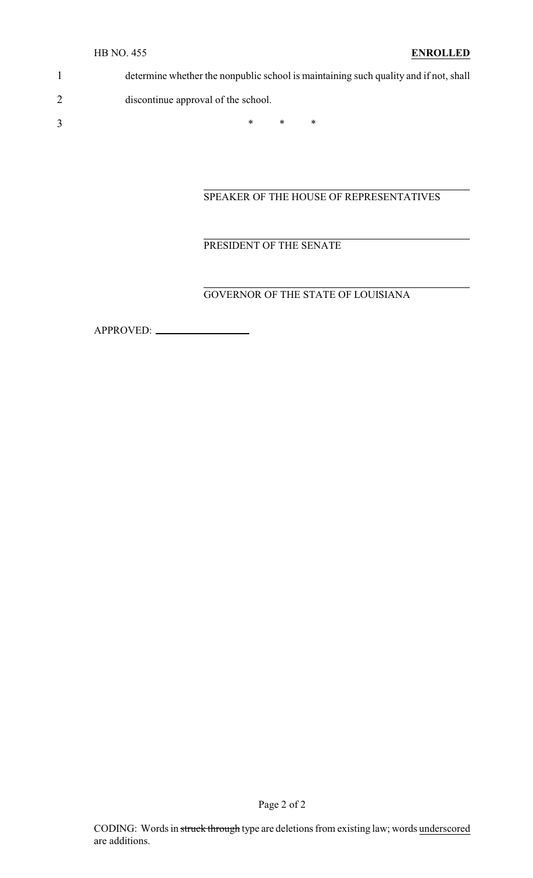determine whether the nonpublic school is maintaining such quality and if not, shall discontinue approval of the school.

\* \* \*

SPEAKER OF THE HOUSE OF REPRESENTATIVES

PRESIDENT OF THE SENATE

GOVERNOR OF THE STATE OF LOUISIANA

APPROVED: \_\_\_\_\_\_\_\_\_\_\_\_\_\_\_\_\_\_

CODING: Words in ~~struck through~~ type are deletions from existing law; words underscored are additions.